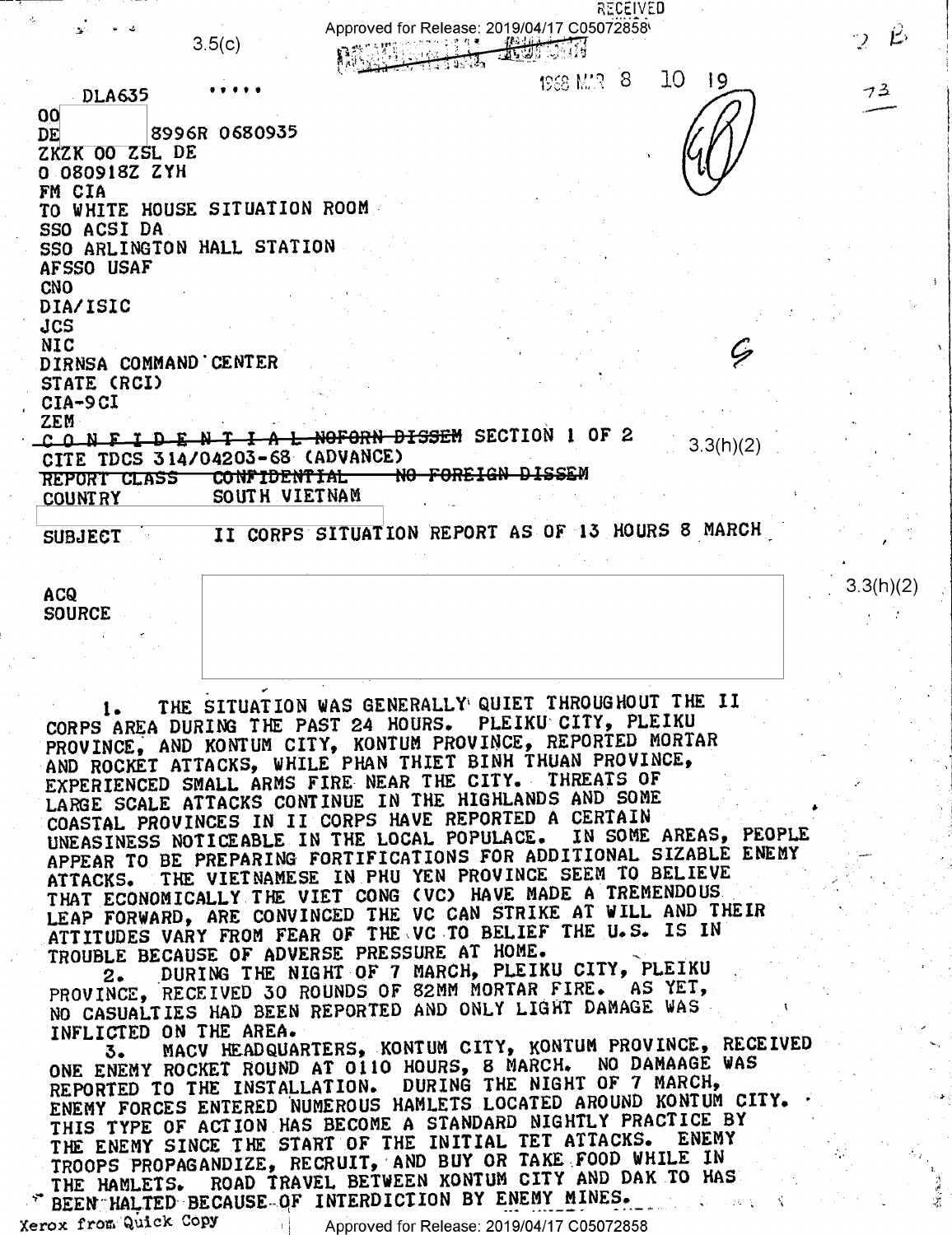3.5(c)

RECEIVED

1968 MAR 8 10 19

DLA635 .....

00
DE 8996R 0680935
ZKZK OO ZSL DE
O 080918Z ZYH
FM CIA
TO WHITE HOUSE SITUATION ROOM
SSO ACSI DA
SSO ARLINGTON HALL STATION
AFSSO USAF
CNO
DIA/ISIC
JCS
NIC
DIRNSA COMMAND CENTER
STATE (RCI)
CIA-9CI
ZEM

~~C O N F I D E N T I A L NOFORN DISSEM~~ SECTION 1 OF 2 3.3(h)(2)

CITE TDCS 314/04203-68 (ADVANCE)

~~REPORT CLASS CONFIDENTIAL NO FOREIGN DISSEM~~

COUNTRY SOUTH VIETNAM

SUBJECT II CORPS SITUATION REPORT AS OF 13 HOURS 8 MARCH

ACQ
SOURCE

3.3(h)(2)

1. THE SITUATION WAS GENERALLY QUIET THROUGHOUT THE II CORPS AREA DURING THE PAST 24 HOURS. PLEIKU CITY, PLEIKU PROVINCE, AND KONTUM CITY, KONTUM PROVINCE, REPORTED MORTAR AND ROCKET ATTACKS, WHILE PHAN THIET BINH THUAN PROVINCE, EXPERIENCED SMALL ARMS FIRE NEAR THE CITY. THREATS OF LARGE SCALE ATTACKS CONTINUE IN THE HIGHLANDS AND SOME COASTAL PROVINCES IN II CORPS HAVE REPORTED A CERTAIN UNEASINESS NOTICEABLE IN THE LOCAL POPULACE. IN SOME AREAS, PEOPLE APPEAR TO BE PREPARING FORTIFICATIONS FOR ADDITIONAL SIZABLE ENEMY ATTACKS. THE VIETNAMESE IN PHU YEN PROVINCE SEEM TO BELIEVE THAT ECONOMICALLY THE VIET CONG (VC) HAVE MADE A TREMENDOUS LEAP FORWARD, ARE CONVINCED THE VC CAN STRIKE AT WILL AND THEIR ATTITUDES VARY FROM FEAR OF THE VC TO BELIEF THE U.S. IS IN TROUBLE BECAUSE OF ADVERSE PRESSURE AT HOME.

2. DURING THE NIGHT OF 7 MARCH, PLEIKU CITY, PLEIKU PROVINCE, RECEIVED 30 ROUNDS OF 82MM MORTAR FIRE. AS YET, NO CASUALTIES HAD BEEN REPORTED AND ONLY LIGHT DAMAGE WAS INFLICTED ON THE AREA.

3. MACV HEADQUARTERS, KONTUM CITY, KONTUM PROVINCE, RECEIVED ONE ENEMY ROCKET ROUND AT 0110 HOURS, 8 MARCH. NO DAMAAGE WAS REPORTED TO THE INSTALLATION. DURING THE NIGHT OF 7 MARCH, ENEMY FORCES ENTERED NUMEROUS HAMLETS LOCATED AROUND KONTUM CITY. THIS TYPE OF ACTION HAS BECOME A STANDARD NIGHTLY PRACTICE BY THE ENEMY SINCE THE START OF THE INITIAL TET ATTACKS. ENEMY TROOPS PROPAGANDIZE, RECRUIT, AND BUY OR TAKE FOOD WHILE IN THE HAMLETS. ROAD TRAVEL BETWEEN KONTUM CITY AND DAK TO HAS BEEN HALTED BECAUSE OF INTERDICTION BY ENEMY MINES.

Xerox from Quick Copy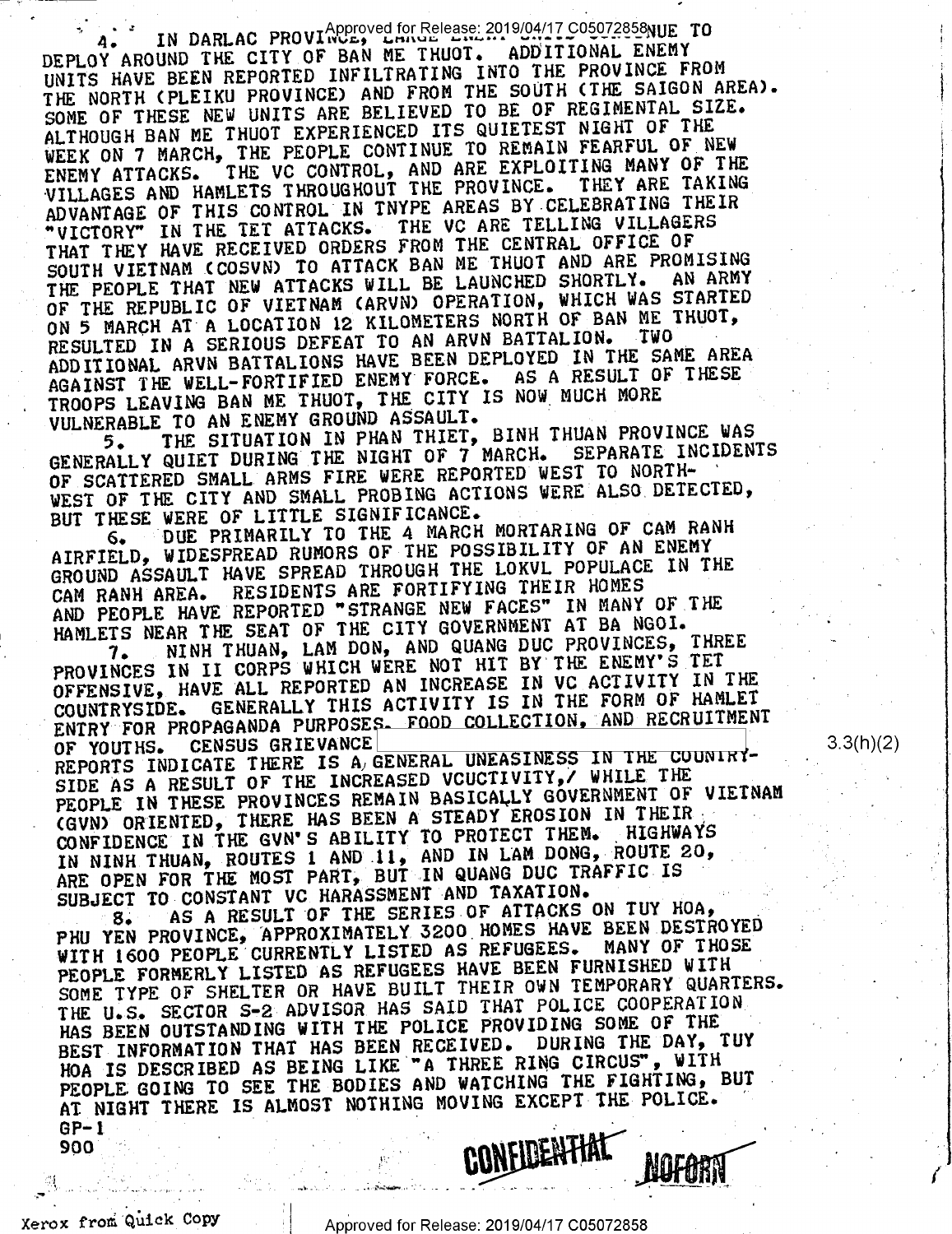4. IN DARLAC PROVINCE, LARGE ENEMY UNITS CONTINUE TO DEPLOY AROUND THE CITY OF BAN ME THUOT. ADDITIONAL ENEMY UNITS HAVE BEEN REPORTED INFILTRATING INTO THE PROVINCE FROM THE NORTH (PLEIKU PROVINCE) AND FROM THE SOUTH (THE SAIGON AREA). SOME OF THESE NEW UNITS ARE BELIEVED TO BE OF REGIMENTAL SIZE. ALTHOUGH BAN ME THUOT EXPERIENCED ITS QUIETEST NIGHT OF THE WEEK ON 7 MARCH, THE PEOPLE CONTINUE TO REMAIN FEARFUL OF NEW ENEMY ATTACKS. THE VC CONTROL, AND ARE EXPLOITING MANY OF THE VILLAGES AND HAMLETS THROUGHOUT THE PROVINCE. THEY ARE TAKING ADVANTAGE OF THIS CONTROL IN TNYPE AREAS BY CELEBRATING THEIR "VICTORY" IN THE TET ATTACKS. THE VC ARE TELLING VILLAGERS THAT THEY HAVE RECEIVED ORDERS FROM THE CENTRAL OFFICE OF SOUTH VIETNAM (COSVN) TO ATTACK BAN ME THUOT AND ARE PROMISING THE PEOPLE THAT NEW ATTACKS WILL BE LAUNCHED SHORTLY. AN ARMY OF THE REPUBLIC OF VIETNAM (ARVN) OPERATION, WHICH WAS STARTED ON 5 MARCH AT A LOCATION 12 KILOMETERS NORTH OF BAN ME THUOT, RESULTED IN A SERIOUS DEFEAT TO AN ARVN BATTALION. TWO ADDITIONAL ARVN BATTALIONS HAVE BEEN DEPLOYED IN THE SAME AREA AGAINST THE WELL-FORTIFIED ENEMY FORCE. AS A RESULT OF THESE TROOPS LEAVING BAN ME THUOT, THE CITY IS NOW MUCH MORE VULNERABLE TO AN ENEMY GROUND ASSAULT.

5. THE SITUATION IN PHAN THIET, BINH THUAN PROVINCE WAS GENERALLY QUIET DURING THE NIGHT OF 7 MARCH. SEPARATE INCIDENTS OF SCATTERED SMALL ARMS FIRE WERE REPORTED WEST TO NORTH-WEST OF THE CITY AND SMALL PROBING ACTIONS WERE ALSO DETECTED, BUT THESE WERE OF LITTLE SIGNIFICANCE.

6. DUE PRIMARILY TO THE 4 MARCH MORTARING OF CAM RANH AIRFIELD, WIDESPREAD RUMORS OF THE POSSIBILITY OF AN ENEMY GROUND ASSAULT HAVE SPREAD THROUGH THE LOKVL POPULACE IN THE CAM RANH AREA. RESIDENTS ARE FORTIFYING THEIR HOMES AND PEOPLE HAVE REPORTED "STRANGE NEW FACES" IN MANY OF THE HAMLETS NEAR THE SEAT OF THE CITY GOVERNMENT AT BA NGOI.

7. NINH THUAN, LAM DON, AND QUANG DUC PROVINCES, THREE PROVINCES IN II CORPS WHICH WERE NOT HIT BY THE ENEMY'S TET OFFENSIVE, HAVE ALL REPORTED AN INCREASE IN VC ACTIVITY IN THE COUNTRYSIDE. GENERALLY THIS ACTIVITY IS IN THE FORM OF HAMLET ENTRY FOR PROPAGANDA PURPOSES, FOOD COLLECTION, AND RECRUITMENT OF YOUTHS. CENSUS GRIEVANCE [redacted] 3.3(h)(2) REPORTS INDICATE THERE IS A GENERAL UNEASINESS IN THE COUNTRY-SIDE AS A RESULT OF THE INCREASED VCUCTIVITY,/ WHILE THE PEOPLE IN THESE PROVINCES REMAIN BASICALLY GOVERNMENT OF VIETNAM (GVN) ORIENTED, THERE HAS BEEN A STEADY EROSION IN THEIR CONFIDENCE IN THE GVN'S ABILITY TO PROTECT THEM. HIGHWAYS IN NINH THUAN, ROUTES 1 AND 11, AND IN LAM DONG, ROUTE 20, ARE OPEN FOR THE MOST PART, BUT IN QUANG DUC TRAFFIC IS SUBJECT TO CONSTANT VC HARASSMENT AND TAXATION.

8. AS A RESULT OF THE SERIES OF ATTACKS ON TUY HOA, PHU YEN PROVINCE, APPROXIMATELY 3200 HOMES HAVE BEEN DESTROYED WITH 1600 PEOPLE CURRENTLY LISTED AS REFUGEES. MANY OF THOSE PEOPLE FORMERLY LISTED AS REFUGEES HAVE BEEN FURNISHED WITH SOME TYPE OF SHELTER OR HAVE BUILT THEIR OWN TEMPORARY QUARTERS. THE U.S. SECTOR S-2 ADVISOR HAS SAID THAT POLICE COOPERATION HAS BEEN OUTSTANDING WITH THE POLICE PROVIDING SOME OF THE BEST INFORMATION THAT HAS BEEN RECEIVED. DURING THE DAY, TUY HOA IS DESCRIBED AS BEING LIKE "A THREE RING CIRCUS", WITH PEOPLE GOING TO SEE THE BODIES AND WATCHING THE FIGHTING, BUT AT NIGHT THERE IS ALMOST NOTHING MOVING EXCEPT THE POLICE.

GP-1
900

CONFIDENTIAL NOFORN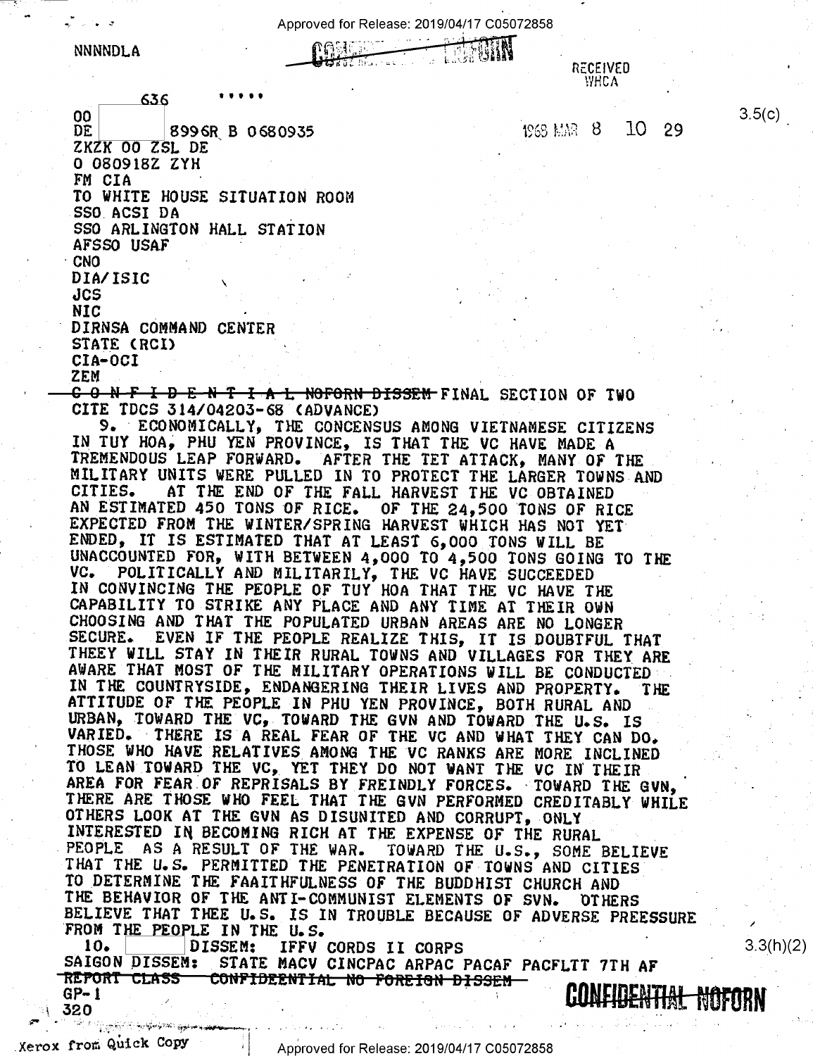NNNNDLA

CONFIDENTIAL NOFORN

RECEIVED WHCA

636 .....

00

DE 8996R B 0680935 1968 MAR 8 10 29

3.5(c)

ZKZK OO ZSL DE

O 080918Z ZYH

FM CIA

TO WHITE HOUSE SITUATION ROOM

SSO ACSI DA

SSO ARLINGTON HALL STATION

AFSSO USAF

CNO

DIA/ISIC

JCS

NIC

DIRNSA COMMAND CENTER

STATE (RCI)

CIA-OCI

ZEM

~~C O N F I D E N T I A L NOFORN DISSEM~~ FINAL SECTION OF TWO

CITE TDCS 314/04203-68 (ADVANCE)

9. ECONOMICALLY, THE CONCENSUS AMONG VIETNAMESE CITIZENS IN TUY HOA, PHU YEN PROVINCE, IS THAT THE VC HAVE MADE A TREMENDOUS LEAP FORWARD. AFTER THE TET ATTACK, MANY OF THE MILITARY UNITS WERE PULLED IN TO PROTECT THE LARGER TOWNS AND CITIES. AT THE END OF THE FALL HARVEST THE VC OBTAINED AN ESTIMATED 450 TONS OF RICE. OF THE 24,500 TONS OF RICE EXPECTED FROM THE WINTER/SPRING HARVEST WHICH HAS NOT YET ENDED, IT IS ESTIMATED THAT AT LEAST 6,000 TONS WILL BE UNACCOUNTED FOR, WITH BETWEEN 4,000 TO 4,500 TONS GOING TO THE VC. POLITICALLY AND MILITARILY, THE VC HAVE SUCCEEDED IN CONVINCING THE PEOPLE OF TUY HOA THAT THE VC HAVE THE CAPABILITY TO STRIKE ANY PLACE AND ANY TIME AT THEIR OWN CHOOSING AND THAT THE POPULATED URBAN AREAS ARE NO LONGER SECURE. EVEN IF THE PEOPLE REALIZE THIS, IT IS DOUBTFUL THAT THEEY WILL STAY IN THEIR RURAL TOWNS AND VILLAGES FOR THEY ARE AWARE THAT MOST OF THE MILITARY OPERATIONS WILL BE CONDUCTED IN THE COUNTRYSIDE, ENDANGERING THEIR LIVES AND PROPERTY. THE ATTITUDE OF THE PEOPLE IN PHU YEN PROVINCE, BOTH RURAL AND URBAN, TOWARD THE VC, TOWARD THE GVN AND TOWARD THE U.S. IS VARIED. THERE IS A REAL FEAR OF THE VC AND WHAT THEY CAN DO. THOSE WHO HAVE RELATIVES AMONG THE VC RANKS ARE MORE INCLINED TO LEAN TOWARD THE VC, YET THEY DO NOT WANT THE VC IN THEIR AREA FOR FEAR OF REPRISALS BY FREINDLY FORCES. TOWARD THE GVN, THERE ARE THOSE WHO FEEL THAT THE GVN PERFORMED CREDITABLY WHILE OTHERS LOOK AT THE GVN AS DISUNITED AND CORRUPT, ONLY INTERESTED IN BECOMING RICH AT THE EXPENSE OF THE RURAL PEOPLE AS A RESULT OF THE WAR. TOWARD THE U.S., SOME BELIEVE THAT THE U.S. PERMITTED THE PENETRATION OF TOWNS AND CITIES TO DETERMINE THE FAAITHFULNESS OF THE BUDDHIST CHURCH AND THE BEHAVIOR OF THE ANTI-COMMUNIST ELEMENTS OF SVN. OTHERS BELIEVE THAT THEE U.S. IS IN TROUBLE BECAUSE OF ADVERSE PREESSURE FROM THE PEOPLE IN THE U.S.

10. DISSEM: IFFV CORDS II CORPS 3.3(h)(2)

SAIGON DISSEM: STATE MACV CINCPAC ARPAC PACAF PACFLTT 7TH AF

~~REPORT CLASS CONFIDEENTIAL NO FOREIGN DISSEM~~

GP-1

320

~~CONFIDENTIAL NOFORN~~

Xerox from Quick Copy